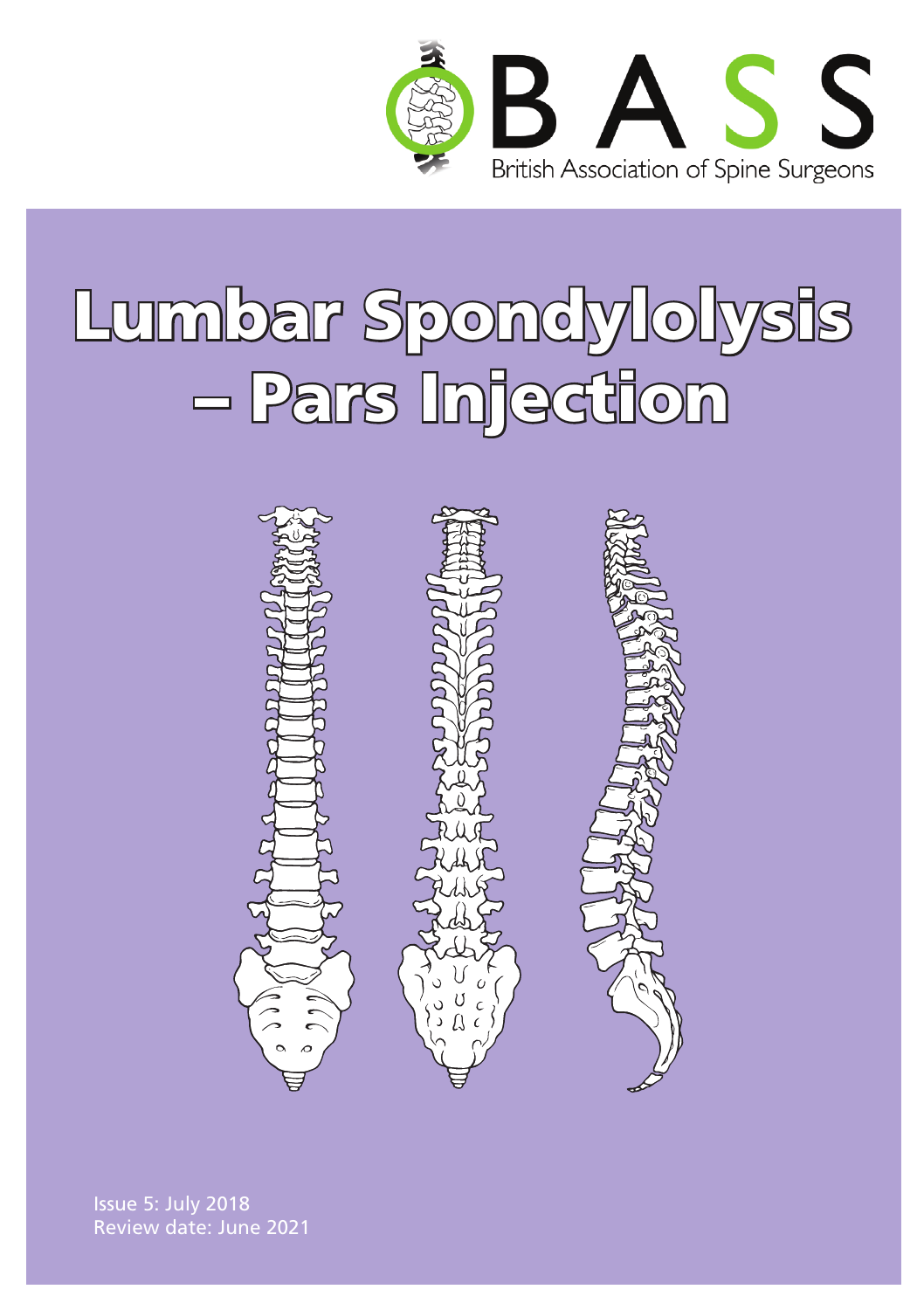BASS

British Association of Spine Surgeons

# Lumbar Spondylolysis – Pars Injection

Issue 5: July 2018
Review date: June 2021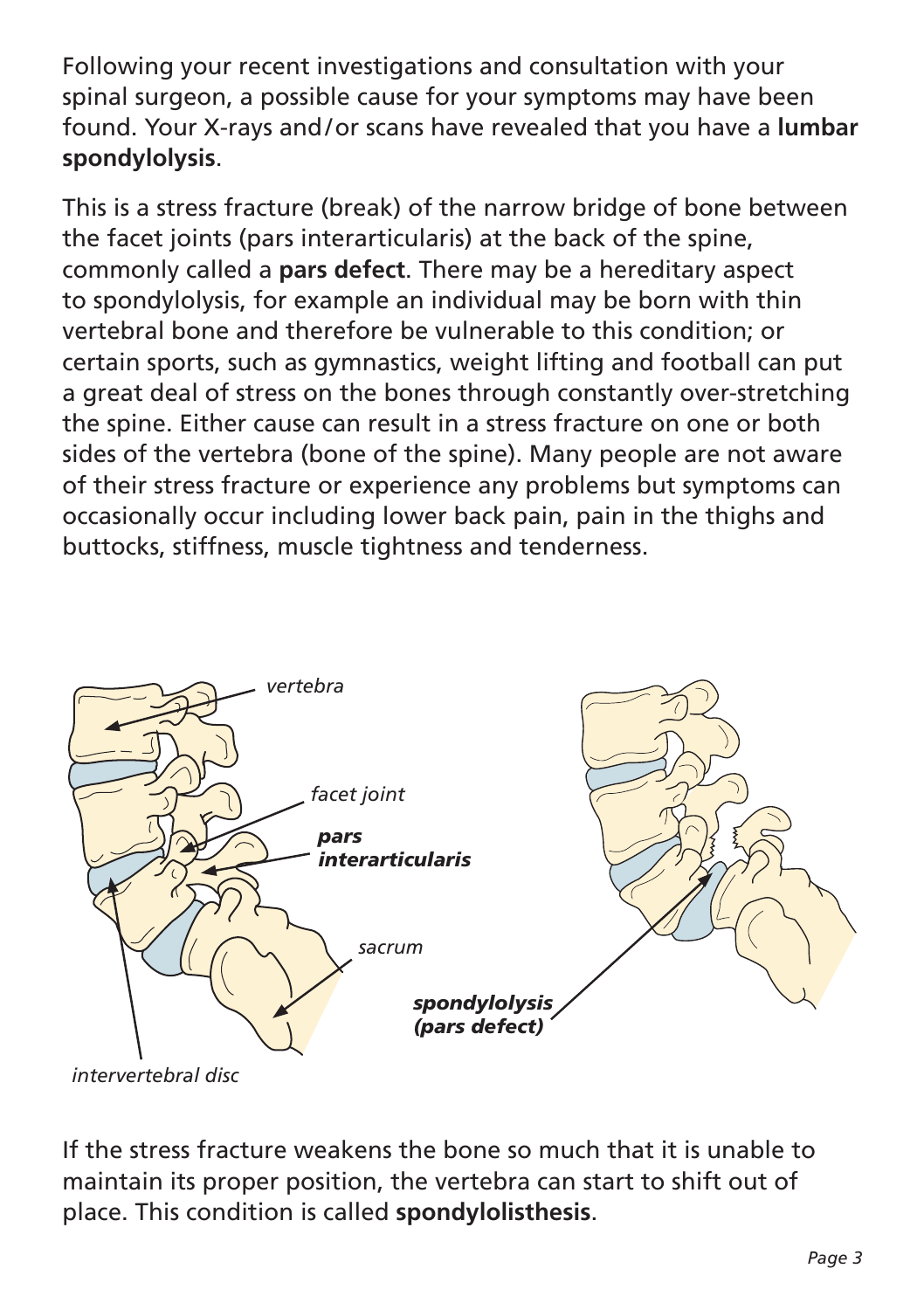Following your recent investigations and consultation with your spinal surgeon, a possible cause for your symptoms may have been found. Your X-rays and/or scans have revealed that you have a **lumbar spondylolysis**.

This is a stress fracture (break) of the narrow bridge of bone between the facet joints (pars interarticularis) at the back of the spine, commonly called a **pars defect**. There may be a hereditary aspect to spondylolysis, for example an individual may be born with thin vertebral bone and therefore be vulnerable to this condition; or certain sports, such as gymnastics, weight lifting and football can put a great deal of stress on the bones through constantly over-stretching the spine. Either cause can result in a stress fracture on one or both sides of the vertebra (bone of the spine). Many people are not aware of their stress fracture or experience any problems but symptoms can occasionally occur including lower back pain, pain in the thighs and buttocks, stiffness, muscle tightness and tenderness.

If the stress fracture weakens the bone so much that it is unable to maintain its proper position, the vertebra can start to shift out of place. This condition is called **spondylolisthesis**.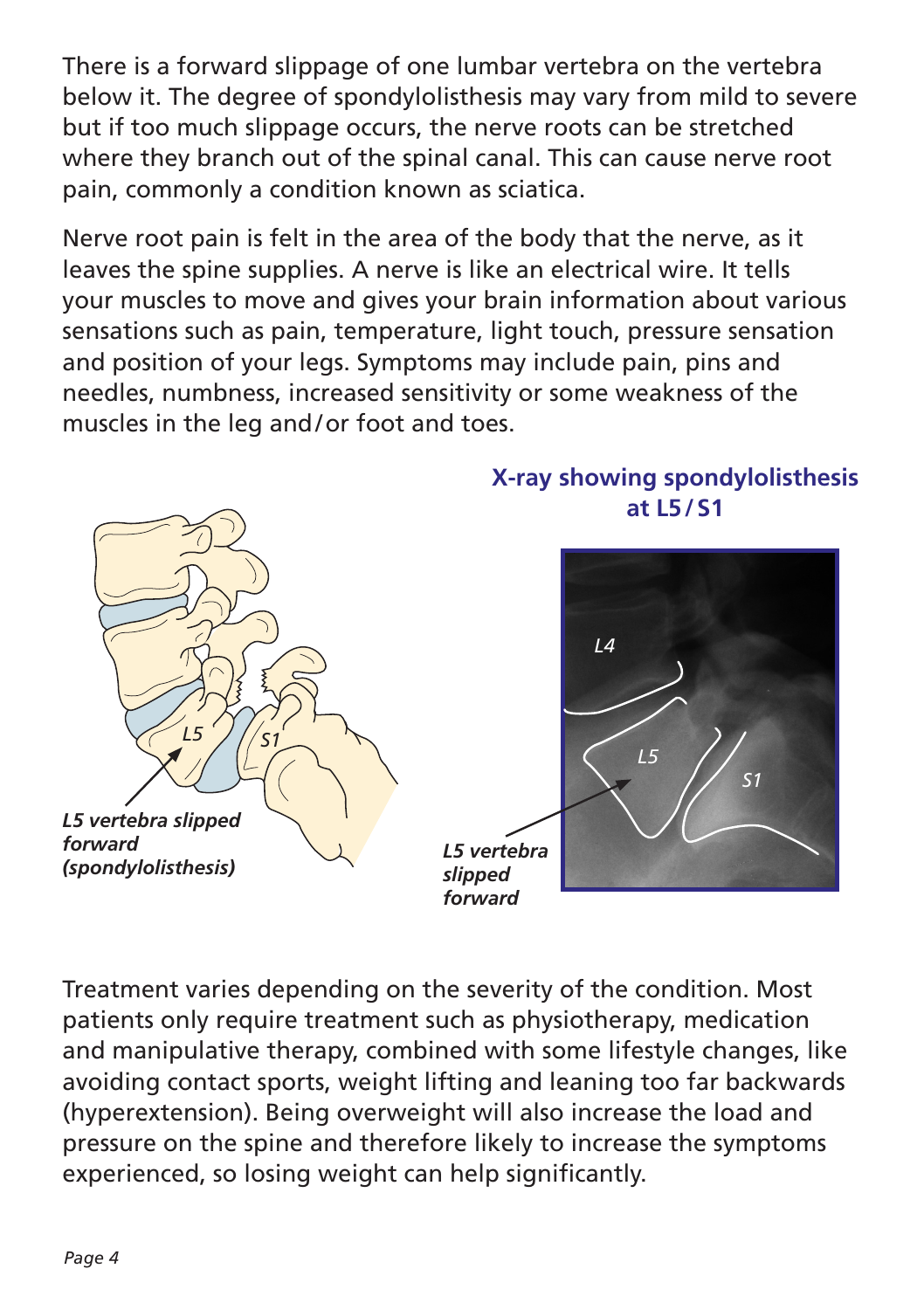There is a forward slippage of one lumbar vertebra on the vertebra below it. The degree of spondylolisthesis may vary from mild to severe but if too much slippage occurs, the nerve roots can be stretched where they branch out of the spinal canal. This can cause nerve root pain, commonly a condition known as sciatica.

Nerve root pain is felt in the area of the body that the nerve, as it leaves the spine supplies. A nerve is like an electrical wire. It tells your muscles to move and gives your brain information about various sensations such as pain, temperature, light touch, pressure sensation and position of your legs. Symptoms may include pain, pins and needles, numbness, increased sensitivity or some weakness of the muscles in the leg and/or foot and toes.

*L5 vertebra slipped forward (spondylolisthesis)*

**X-ray showing spondylolisthesis at L5/S1**

*L5 vertebra slipped forward*

Treatment varies depending on the severity of the condition. Most patients only require treatment such as physiotherapy, medication and manipulative therapy, combined with some lifestyle changes, like avoiding contact sports, weight lifting and leaning too far backwards (hyperextension). Being overweight will also increase the load and pressure on the spine and therefore likely to increase the symptoms experienced, so losing weight can help significantly.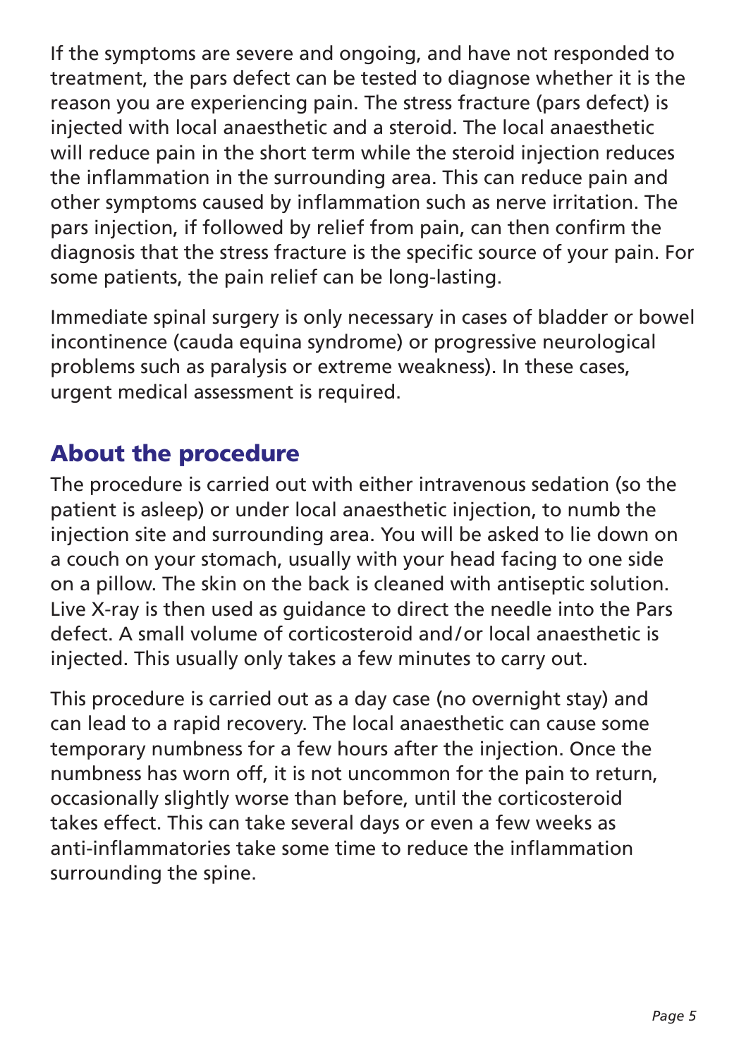If the symptoms are severe and ongoing, and have not responded to treatment, the pars defect can be tested to diagnose whether it is the reason you are experiencing pain. The stress fracture (pars defect) is injected with local anaesthetic and a steroid. The local anaesthetic will reduce pain in the short term while the steroid injection reduces the inflammation in the surrounding area. This can reduce pain and other symptoms caused by inflammation such as nerve irritation. The pars injection, if followed by relief from pain, can then confirm the diagnosis that the stress fracture is the specific source of your pain. For some patients, the pain relief can be long-lasting.

Immediate spinal surgery is only necessary in cases of bladder or bowel incontinence (cauda equina syndrome) or progressive neurological problems such as paralysis or extreme weakness). In these cases, urgent medical assessment is required.

## About the procedure

The procedure is carried out with either intravenous sedation (so the patient is asleep) or under local anaesthetic injection, to numb the injection site and surrounding area. You will be asked to lie down on a couch on your stomach, usually with your head facing to one side on a pillow. The skin on the back is cleaned with antiseptic solution. Live X-ray is then used as guidance to direct the needle into the Pars defect. A small volume of corticosteroid and/or local anaesthetic is injected. This usually only takes a few minutes to carry out.

This procedure is carried out as a day case (no overnight stay) and can lead to a rapid recovery. The local anaesthetic can cause some temporary numbness for a few hours after the injection. Once the numbness has worn off, it is not uncommon for the pain to return, occasionally slightly worse than before, until the corticosteroid takes effect. This can take several days or even a few weeks as anti-inflammatories take some time to reduce the inflammation surrounding the spine.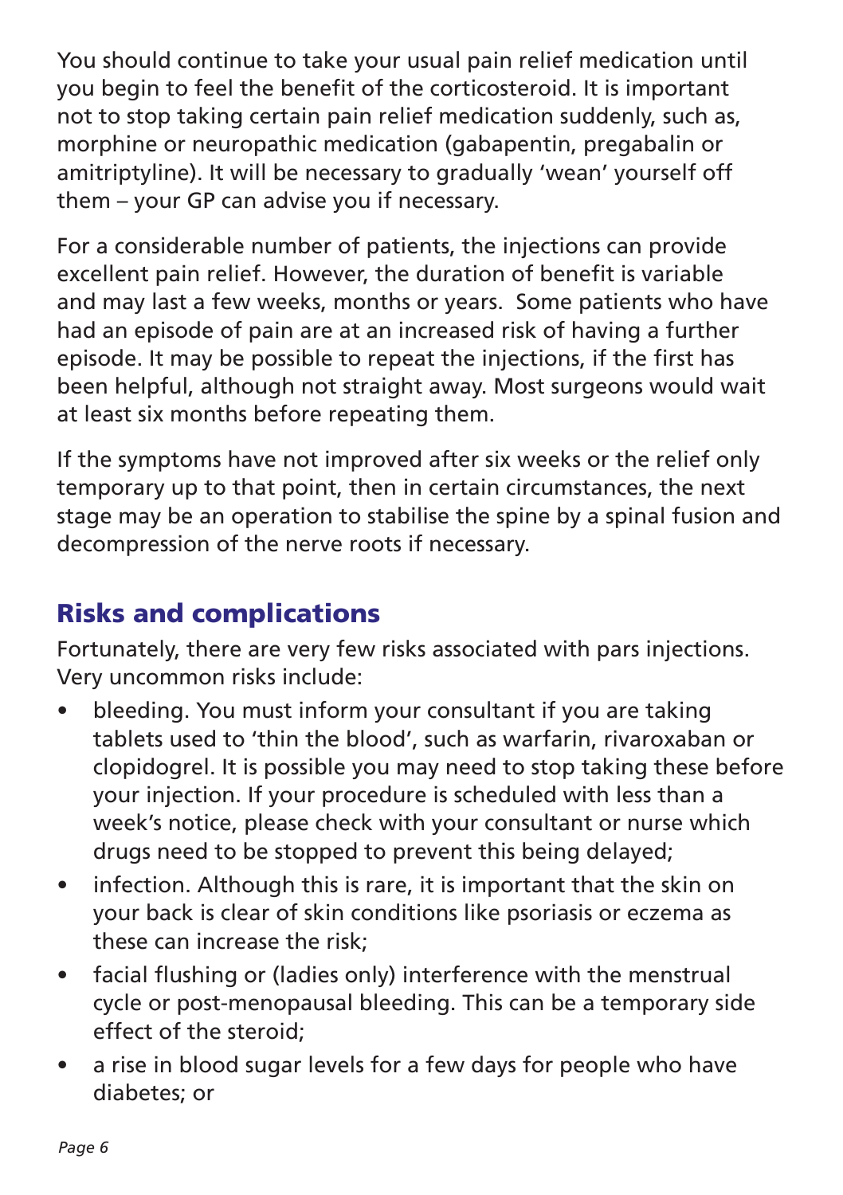You should continue to take your usual pain relief medication until you begin to feel the benefit of the corticosteroid. It is important not to stop taking certain pain relief medication suddenly, such as, morphine or neuropathic medication (gabapentin, pregabalin or amitriptyline). It will be necessary to gradually 'wean' yourself off them – your GP can advise you if necessary.

For a considerable number of patients, the injections can provide excellent pain relief. However, the duration of benefit is variable and may last a few weeks, months or years. Some patients who have had an episode of pain are at an increased risk of having a further episode. It may be possible to repeat the injections, if the first has been helpful, although not straight away. Most surgeons would wait at least six months before repeating them.

If the symptoms have not improved after six weeks or the relief only temporary up to that point, then in certain circumstances, the next stage may be an operation to stabilise the spine by a spinal fusion and decompression of the nerve roots if necessary.

## Risks and complications

Fortunately, there are very few risks associated with pars injections. Very uncommon risks include:

- bleeding. You must inform your consultant if you are taking tablets used to 'thin the blood', such as warfarin, rivaroxaban or clopidogrel. It is possible you may need to stop taking these before your injection. If your procedure is scheduled with less than a week's notice, please check with your consultant or nurse which drugs need to be stopped to prevent this being delayed;
- infection. Although this is rare, it is important that the skin on your back is clear of skin conditions like psoriasis or eczema as these can increase the risk;
- facial flushing or (ladies only) interference with the menstrual cycle or post-menopausal bleeding. This can be a temporary side effect of the steroid;
- a rise in blood sugar levels for a few days for people who have diabetes; or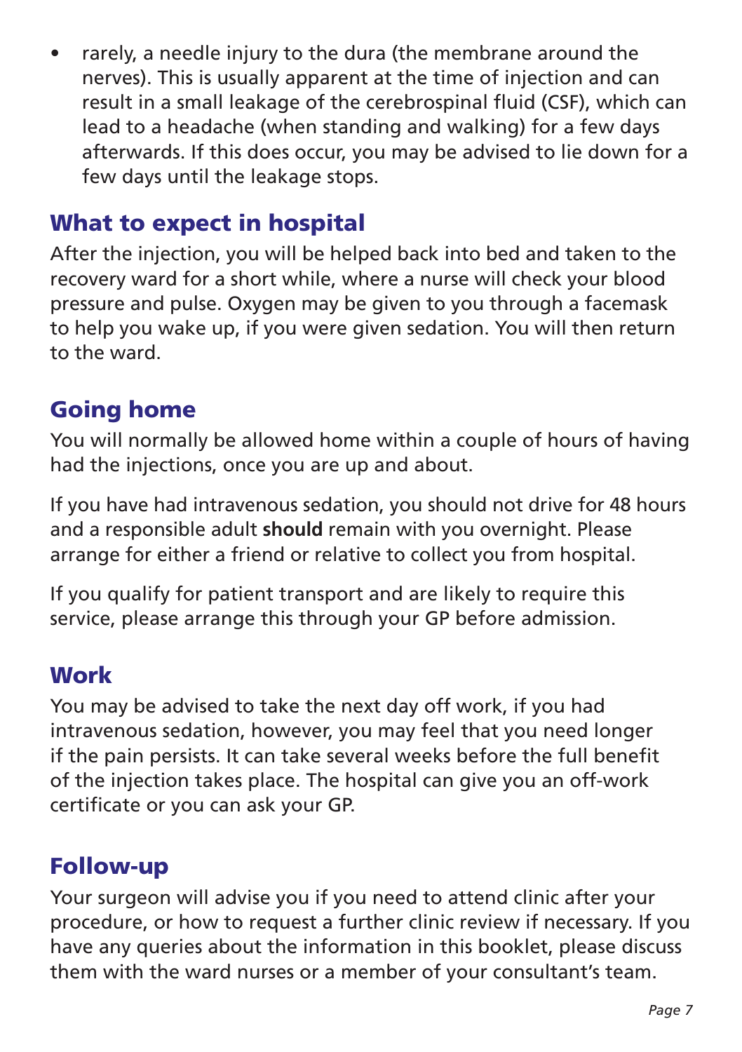- rarely, a needle injury to the dura (the membrane around the nerves). This is usually apparent at the time of injection and can result in a small leakage of the cerebrospinal fluid (CSF), which can lead to a headache (when standing and walking) for a few days afterwards. If this does occur, you may be advised to lie down for a few days until the leakage stops.

## What to expect in hospital

After the injection, you will be helped back into bed and taken to the recovery ward for a short while, where a nurse will check your blood pressure and pulse. Oxygen may be given to you through a facemask to help you wake up, if you were given sedation. You will then return to the ward.

## Going home

You will normally be allowed home within a couple of hours of having had the injections, once you are up and about.

If you have had intravenous sedation, you should not drive for 48 hours and a responsible adult **should** remain with you overnight. Please arrange for either a friend or relative to collect you from hospital.

If you qualify for patient transport and are likely to require this service, please arrange this through your GP before admission.

## Work

You may be advised to take the next day off work, if you had intravenous sedation, however, you may feel that you need longer if the pain persists. It can take several weeks before the full benefit of the injection takes place. The hospital can give you an off-work certificate or you can ask your GP.

## Follow-up

Your surgeon will advise you if you need to attend clinic after your procedure, or how to request a further clinic review if necessary. If you have any queries about the information in this booklet, please discuss them with the ward nurses or a member of your consultant's team.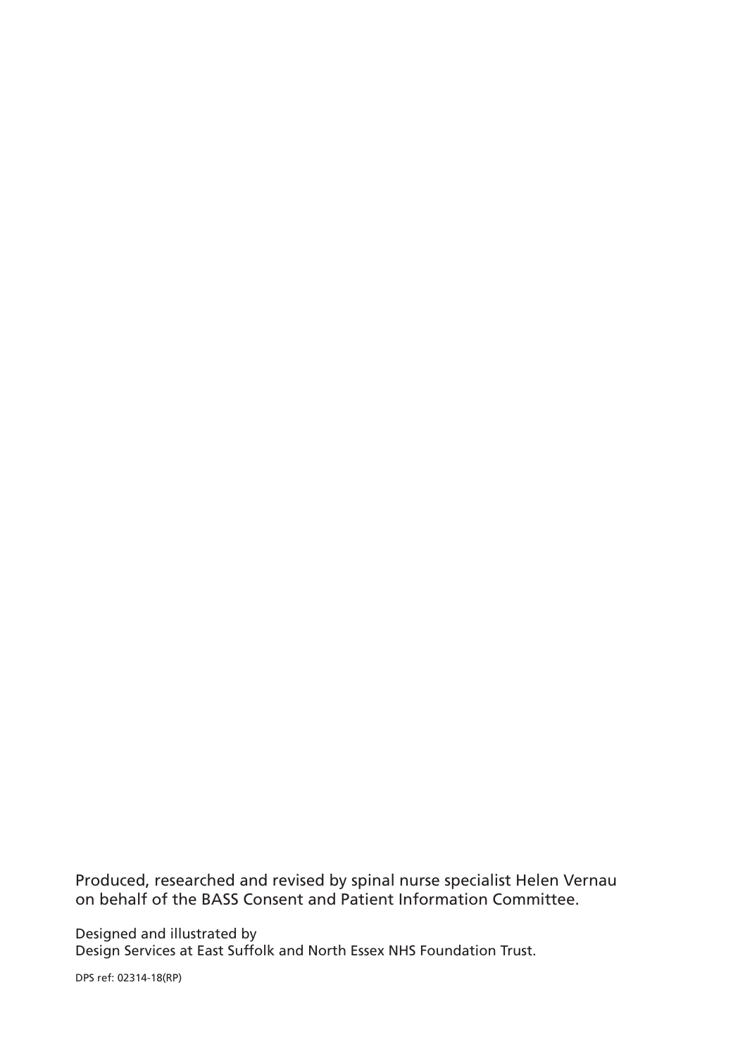Produced, researched and revised by spinal nurse specialist Helen Vernau on behalf of the BASS Consent and Patient Information Committee.

Designed and illustrated by
Design Services at East Suffolk and North Essex NHS Foundation Trust.

DPS ref: 02314-18(RP)